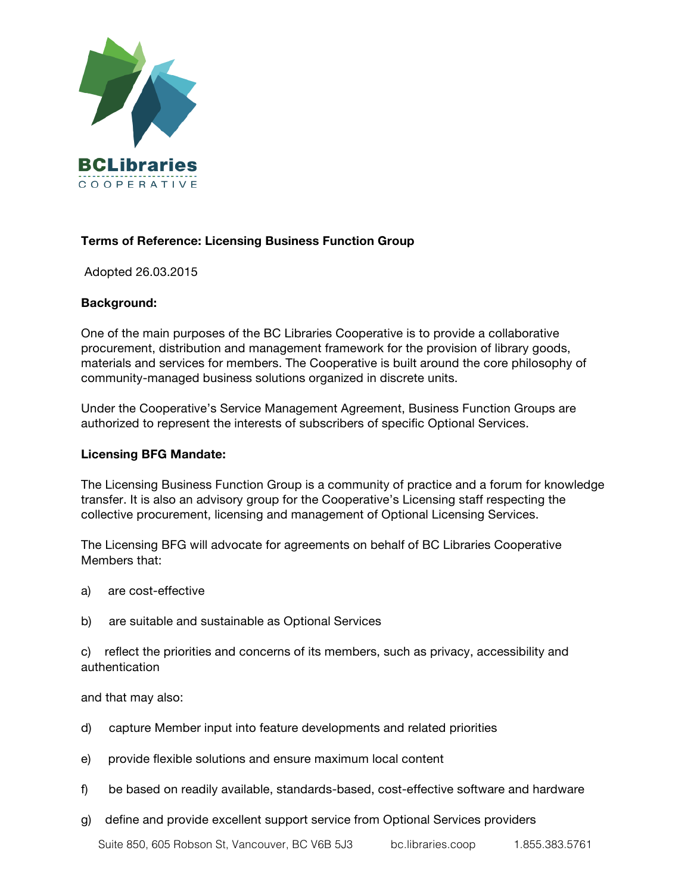BCLibraries
COOPERATIVE

**Terms of Reference: Licensing Business Function Group**

Adopted 26.03.2015

**Background:**

One of the main purposes of the BC Libraries Cooperative is to provide a collaborative procurement, distribution and management framework for the provision of library goods, materials and services for members. The Cooperative is built around the core philosophy of community-managed business solutions organized in discrete units.

Under the Cooperative's Service Management Agreement, Business Function Groups are authorized to represent the interests of subscribers of specific Optional Services.

**Licensing BFG Mandate:**

The Licensing Business Function Group is a community of practice and a forum for knowledge transfer. It is also an advisory group for the Cooperative's Licensing staff respecting the collective procurement, licensing and management of Optional Licensing Services.

The Licensing BFG will advocate for agreements on behalf of BC Libraries Cooperative Members that:

a) are cost-effective

b) are suitable and sustainable as Optional Services

c) reflect the priorities and concerns of its members, such as privacy, accessibility and authentication

and that may also:

d) capture Member input into feature developments and related priorities

e) provide flexible solutions and ensure maximum local content

f) be based on readily available, standards-based, cost-effective software and hardware

g) define and provide excellent support service from Optional Services providers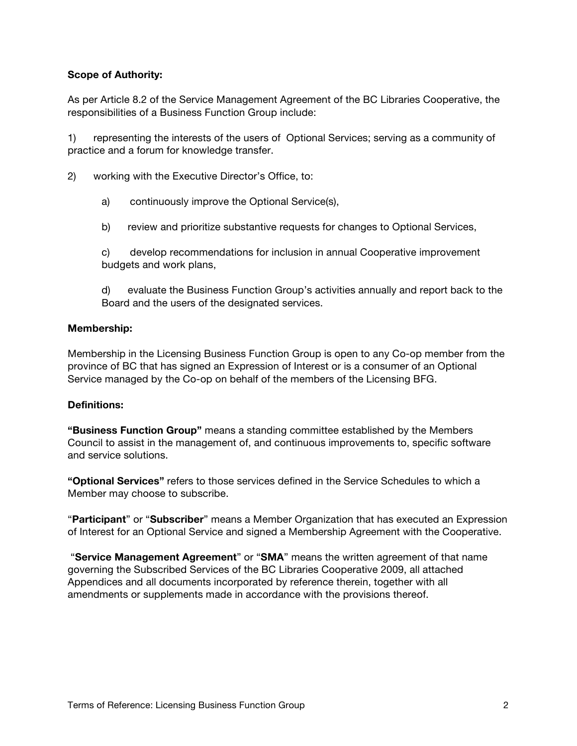**Scope of Authority:**

As per Article 8.2 of the Service Management Agreement of the BC Libraries Cooperative, the responsibilities of a Business Function Group include:

1) representing the interests of the users of Optional Services; serving as a community of practice and a forum for knowledge transfer.

2) working with the Executive Director's Office, to:

    a) continuously improve the Optional Service(s),

    b) review and prioritize substantive requests for changes to Optional Services,

    c) develop recommendations for inclusion in annual Cooperative improvement budgets and work plans,

    d) evaluate the Business Function Group's activities annually and report back to the Board and the users of the designated services.

**Membership:**

Membership in the Licensing Business Function Group is open to any Co-op member from the province of BC that has signed an Expression of Interest or is a consumer of an Optional Service managed by the Co-op on behalf of the members of the Licensing BFG.

**Definitions:**

**"Business Function Group"** means a standing committee established by the Members Council to assist in the management of, and continuous improvements to, specific software and service solutions.

**"Optional Services"** refers to those services defined in the Service Schedules to which a Member may choose to subscribe.

"**Participant**" or "**Subscriber**" means a Member Organization that has executed an Expression of Interest for an Optional Service and signed a Membership Agreement with the Cooperative.

"**Service Management Agreement**" or "**SMA**" means the written agreement of that name governing the Subscribed Services of the BC Libraries Cooperative 2009, all attached Appendices and all documents incorporated by reference therein, together with all amendments or supplements made in accordance with the provisions thereof.